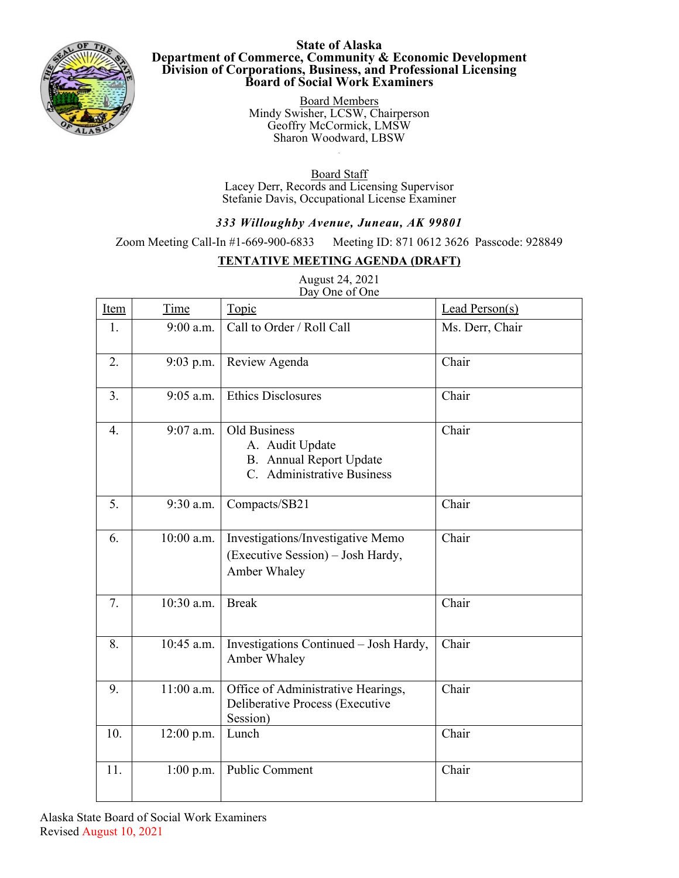# State of Alaska
## Department of Commerce, Community & Economic Development
## Division of Corporations, Business, and Professional Licensing
## Board of Social Work Examiners

Board Members
Mindy Swisher, LCSW, Chairperson
Geoffry McCormick, LMSW
Sharon Woodward, LBSW

Board Staff
Lacey Derr, Records and Licensing Supervisor
Stefanie Davis, Occupational License Examiner

***333 Willoughby Avenue, Juneau, AK 99801***

Zoom Meeting Call-In #1-669-900-6833 Meeting ID: 871 0612 3626 Passcode: 928849

**TENTATIVE MEETING AGENDA (DRAFT)**

August 24, 2021
Day One of One

| Item | Time | Topic | Lead Person(s) |
|---|---|---|---|
| 1. | 9:00 a.m. | Call to Order / Roll Call | Ms. Derr, Chair |
| 2. | 9:03 p.m. | Review Agenda | Chair |
| 3. | 9:05 a.m. | Ethics Disclosures | Chair |
| 4. | 9:07 a.m. | Old Business<br>A. Audit Update<br>B. Annual Report Update<br>C. Administrative Business | Chair |
| 5. | 9:30 a.m. | Compacts/SB21 | Chair |
| 6. | 10:00 a.m. | Investigations/Investigative Memo (Executive Session) – Josh Hardy, Amber Whaley | Chair |
| 7. | 10:30 a.m. | Break | Chair |
| 8. | 10:45 a.m. | Investigations Continued – Josh Hardy, Amber Whaley | Chair |
| 9. | 11:00 a.m. | Office of Administrative Hearings, Deliberative Process (Executive Session) | Chair |
| 10. | 12:00 p.m. | Lunch | Chair |
| 11. | 1:00 p.m. | Public Comment | Chair |

Alaska State Board of Social Work Examiners
Revised August 10, 2021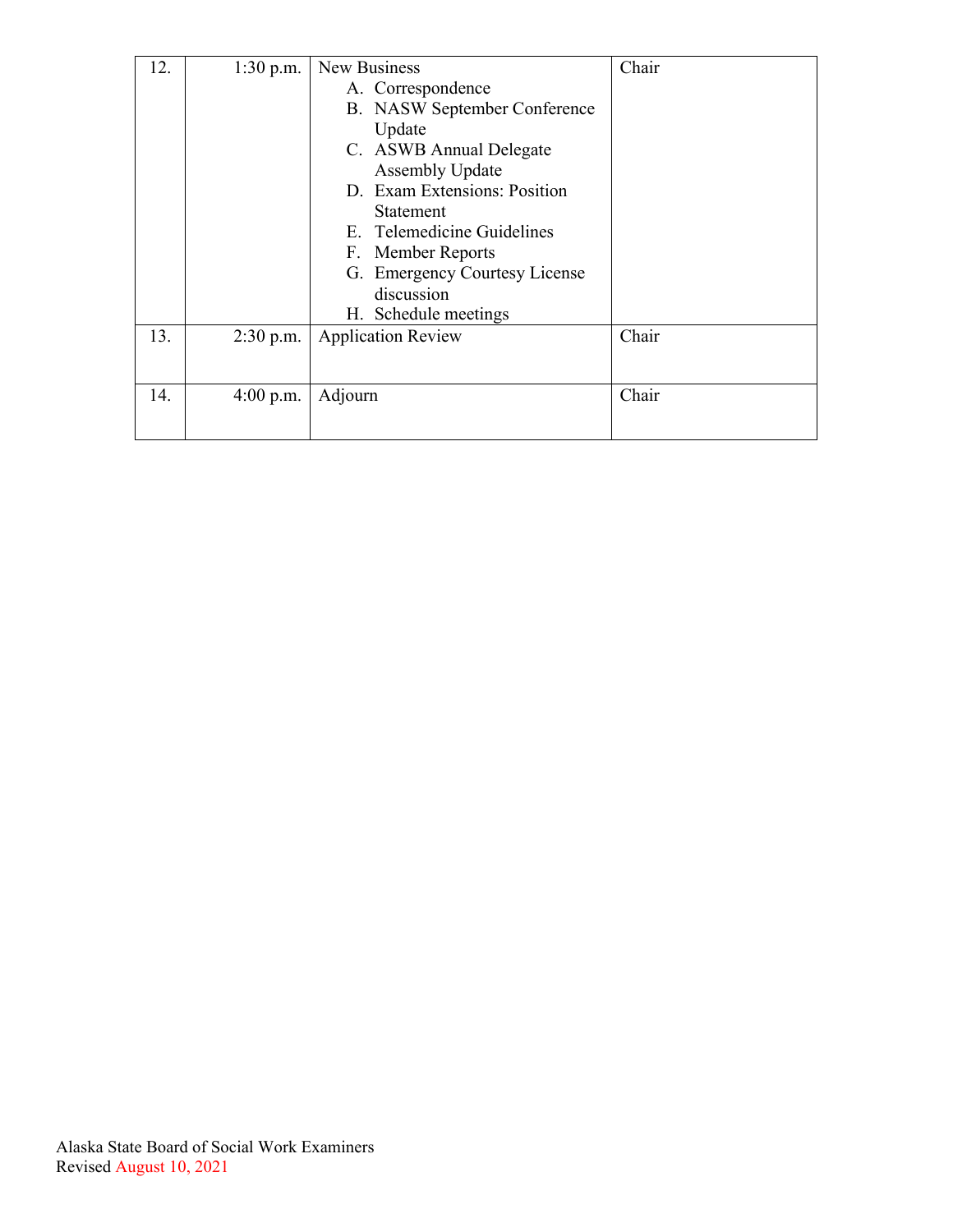| | | | |
|---|---|---|---|
| 12. | 1:30 p.m. | New Business<br>A. Correspondence<br>B. NASW September Conference Update<br>C. ASWB Annual Delegate Assembly Update<br>D. Exam Extensions: Position Statement<br>E. Telemedicine Guidelines<br>F. Member Reports<br>G. Emergency Courtesy License discussion<br>H. Schedule meetings | Chair |
| 13. | 2:30 p.m. | Application Review | Chair |
| 14. | 4:00 p.m. | Adjourn | Chair |

Alaska State Board of Social Work Examiners
Revised August 10, 2021